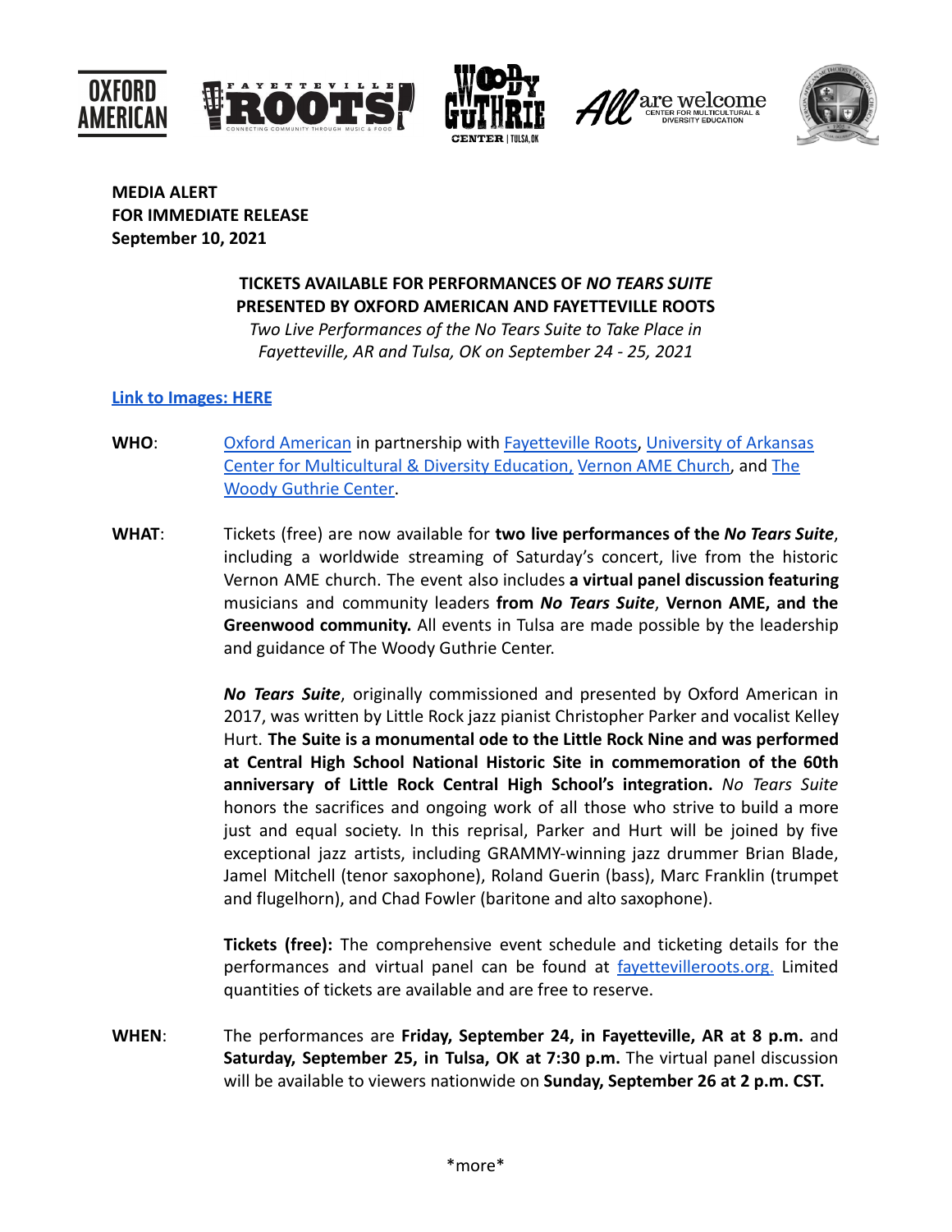**MEDIA ALERT**
**FOR IMMEDIATE RELEASE**
**September 10, 2021**

**TICKETS AVAILABLE FOR PERFORMANCES OF *NO TEARS SUITE***
**PRESENTED BY OXFORD AMERICAN AND FAYETTEVILLE ROOTS**

*Two Live Performances of the No Tears Suite to Take Place in Fayetteville, AR and Tulsa, OK on September 24 - 25, 2021*

**Link to Images: HERE**

**WHO**: Oxford American in partnership with Fayetteville Roots, University of Arkansas Center for Multicultural & Diversity Education, Vernon AME Church, and The Woody Guthrie Center.

**WHAT**: Tickets (free) are now available for **two live performances of the *No Tears Suite***, including a worldwide streaming of Saturday's concert, live from the historic Vernon AME church. The event also includes **a virtual panel discussion featuring** musicians and community leaders **from *No Tears Suite***, **Vernon AME, and the Greenwood community.** All events in Tulsa are made possible by the leadership and guidance of The Woody Guthrie Center.

***No Tears Suite***, originally commissioned and presented by Oxford American in 2017, was written by Little Rock jazz pianist Christopher Parker and vocalist Kelley Hurt. **The Suite is a monumental ode to the Little Rock Nine and was performed at Central High School National Historic Site in commemoration of the 60th anniversary of Little Rock Central High School's integration.** *No Tears Suite* honors the sacrifices and ongoing work of all those who strive to build a more just and equal society. In this reprisal, Parker and Hurt will be joined by five exceptional jazz artists, including GRAMMY-winning jazz drummer Brian Blade, Jamel Mitchell (tenor saxophone), Roland Guerin (bass), Marc Franklin (trumpet and flugelhorn), and Chad Fowler (baritone and alto saxophone).

**Tickets (free):** The comprehensive event schedule and ticketing details for the performances and virtual panel can be found at fayettevilleroots.org. Limited quantities of tickets are available and are free to reserve.

**WHEN**: The performances are **Friday, September 24, in Fayetteville, AR at 8 p.m.** and **Saturday, September 25, in Tulsa, OK at 7:30 p.m.** The virtual panel discussion will be available to viewers nationwide on **Sunday, September 26 at 2 p.m. CST.**

*more*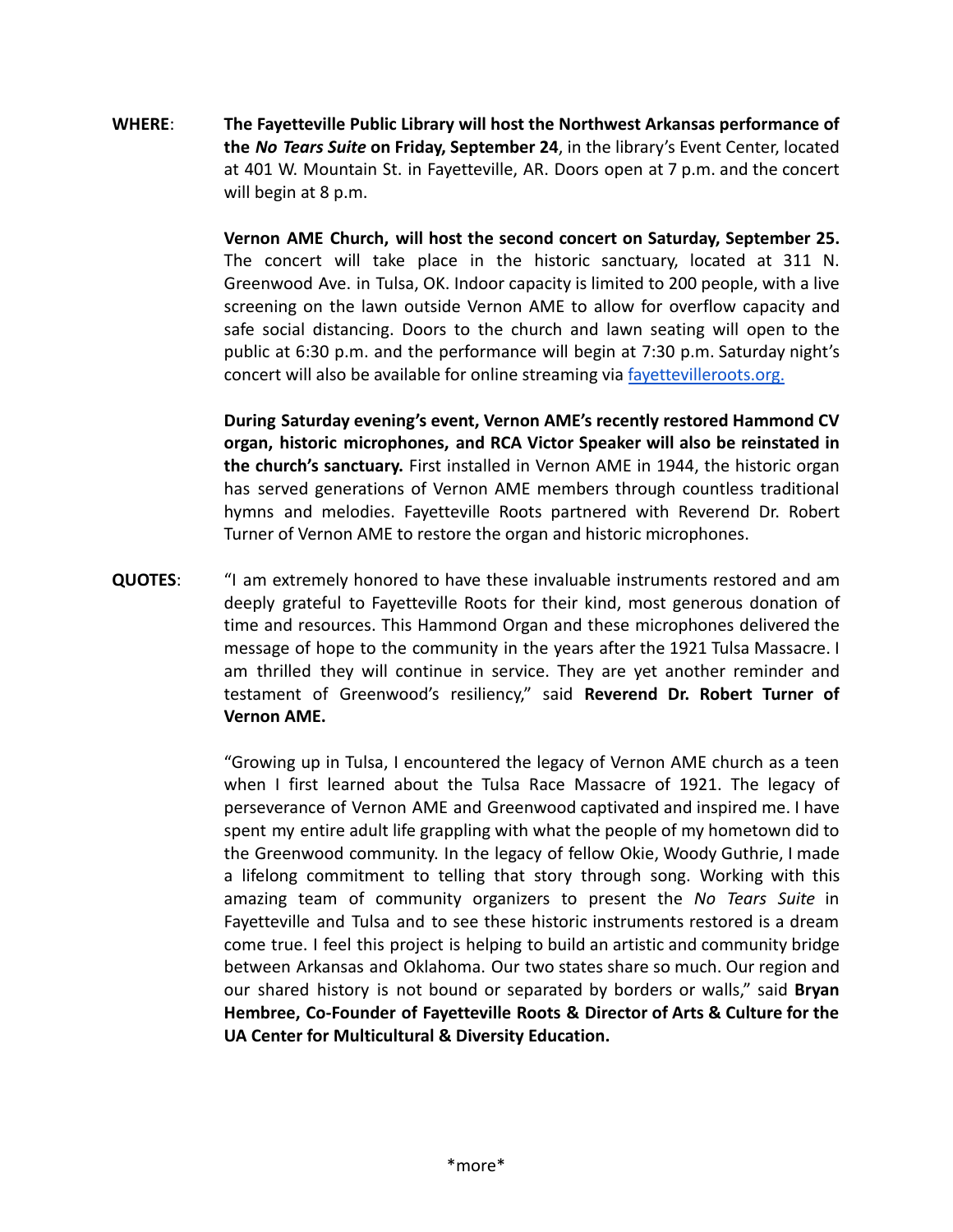**WHERE**: **The Fayetteville Public Library will host the Northwest Arkansas performance of the *No Tears Suite* on Friday, September 24**, in the library's Event Center, located at 401 W. Mountain St. in Fayetteville, AR. Doors open at 7 p.m. and the concert will begin at 8 p.m.

**Vernon AME Church, will host the second concert on Saturday, September 25.** The concert will take place in the historic sanctuary, located at 311 N. Greenwood Ave. in Tulsa, OK. Indoor capacity is limited to 200 people, with a live screening on the lawn outside Vernon AME to allow for overflow capacity and safe social distancing. Doors to the church and lawn seating will open to the public at 6:30 p.m. and the performance will begin at 7:30 p.m. Saturday night's concert will also be available for online streaming via [fayettevilleroots.org.](fayettevilleroots.org)

**During Saturday evening's event, Vernon AME's recently restored Hammond CV organ, historic microphones, and RCA Victor Speaker will also be reinstated in the church's sanctuary.** First installed in Vernon AME in 1944, the historic organ has served generations of Vernon AME members through countless traditional hymns and melodies. Fayetteville Roots partnered with Reverend Dr. Robert Turner of Vernon AME to restore the organ and historic microphones.

**QUOTES**: "I am extremely honored to have these invaluable instruments restored and am deeply grateful to Fayetteville Roots for their kind, most generous donation of time and resources. This Hammond Organ and these microphones delivered the message of hope to the community in the years after the 1921 Tulsa Massacre. I am thrilled they will continue in service. They are yet another reminder and testament of Greenwood's resiliency," said **Reverend Dr. Robert Turner of Vernon AME.**

"Growing up in Tulsa, I encountered the legacy of Vernon AME church as a teen when I first learned about the Tulsa Race Massacre of 1921. The legacy of perseverance of Vernon AME and Greenwood captivated and inspired me. I have spent my entire adult life grappling with what the people of my hometown did to the Greenwood community. In the legacy of fellow Okie, Woody Guthrie, I made a lifelong commitment to telling that story through song. Working with this amazing team of community organizers to present the *No Tears Suite* in Fayetteville and Tulsa and to see these historic instruments restored is a dream come true. I feel this project is helping to build an artistic and community bridge between Arkansas and Oklahoma. Our two states share so much. Our region and our shared history is not bound or separated by borders or walls," said **Bryan Hembree, Co-Founder of Fayetteville Roots & Director of Arts & Culture for the UA Center for Multicultural & Diversity Education.**

\*more\*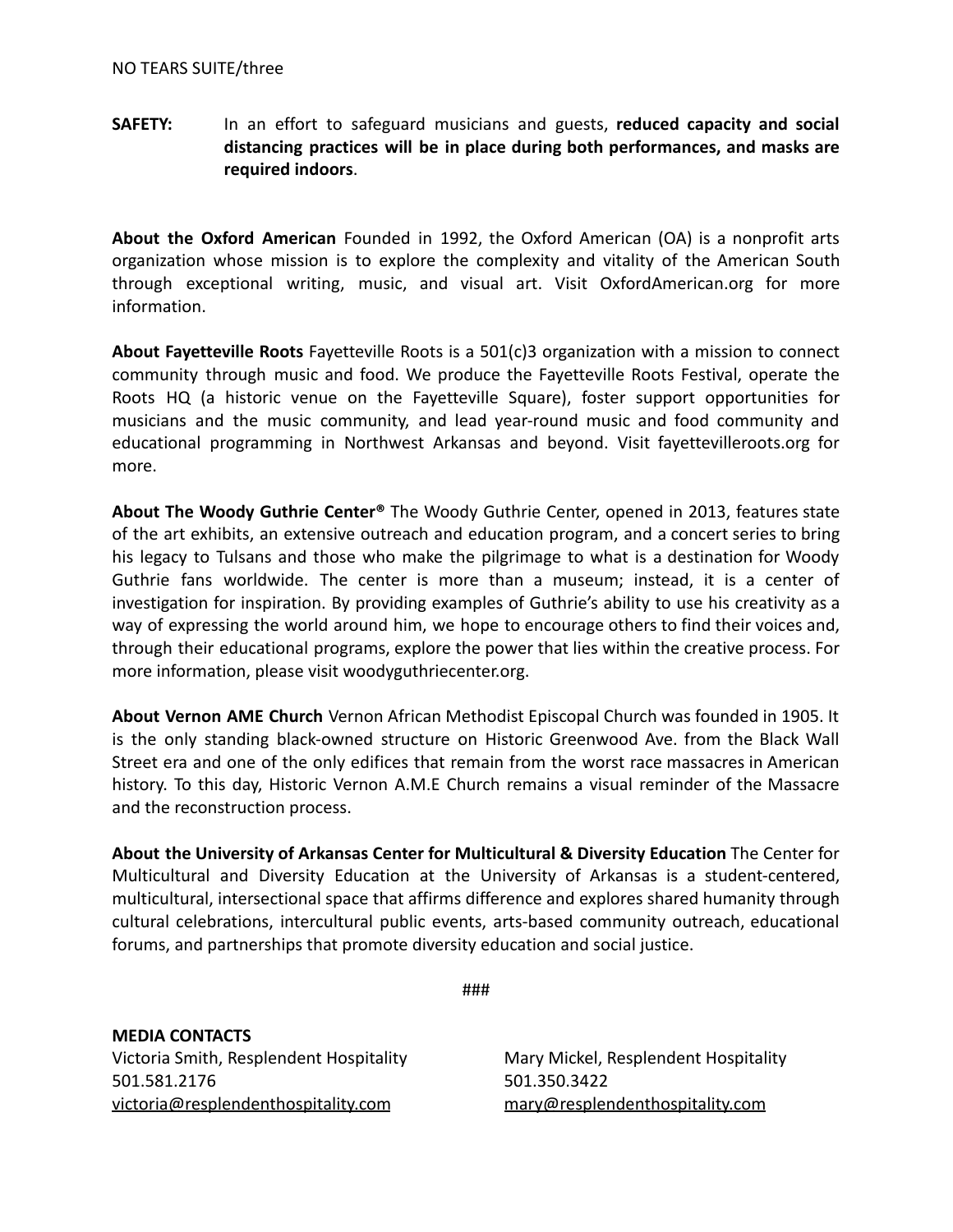**SAFETY:** In an effort to safeguard musicians and guests, **reduced capacity and social distancing practices will be in place during both performances, and masks are required indoors**.

**About the Oxford American** Founded in 1992, the Oxford American (OA) is a nonprofit arts organization whose mission is to explore the complexity and vitality of the American South through exceptional writing, music, and visual art. Visit OxfordAmerican.org for more information.

**About Fayetteville Roots** Fayetteville Roots is a 501(c)3 organization with a mission to connect community through music and food. We produce the Fayetteville Roots Festival, operate the Roots HQ (a historic venue on the Fayetteville Square), foster support opportunities for musicians and the music community, and lead year-round music and food community and educational programming in Northwest Arkansas and beyond. Visit fayettevilleroots.org for more.

**About The Woody Guthrie Center®** The Woody Guthrie Center, opened in 2013, features state of the art exhibits, an extensive outreach and education program, and a concert series to bring his legacy to Tulsans and those who make the pilgrimage to what is a destination for Woody Guthrie fans worldwide. The center is more than a museum; instead, it is a center of investigation for inspiration. By providing examples of Guthrie's ability to use his creativity as a way of expressing the world around him, we hope to encourage others to find their voices and, through their educational programs, explore the power that lies within the creative process. For more information, please visit woodyguthriecenter.org.

**About Vernon AME Church** Vernon African Methodist Episcopal Church was founded in 1905. It is the only standing black-owned structure on Historic Greenwood Ave. from the Black Wall Street era and one of the only edifices that remain from the worst race massacres in American history. To this day, Historic Vernon A.M.E Church remains a visual reminder of the Massacre and the reconstruction process.

**About the University of Arkansas Center for Multicultural & Diversity Education** The Center for Multicultural and Diversity Education at the University of Arkansas is a student-centered, multicultural, intersectional space that affirms difference and explores shared humanity through cultural celebrations, intercultural public events, arts-based community outreach, educational forums, and partnerships that promote diversity education and social justice.

###

**MEDIA CONTACTS**

Victoria Smith, Resplendent Hospitality
501.581.2176
victoria@resplendenthospitality.com

Mary Mickel, Resplendent Hospitality
501.350.3422
mary@resplendenthospitality.com